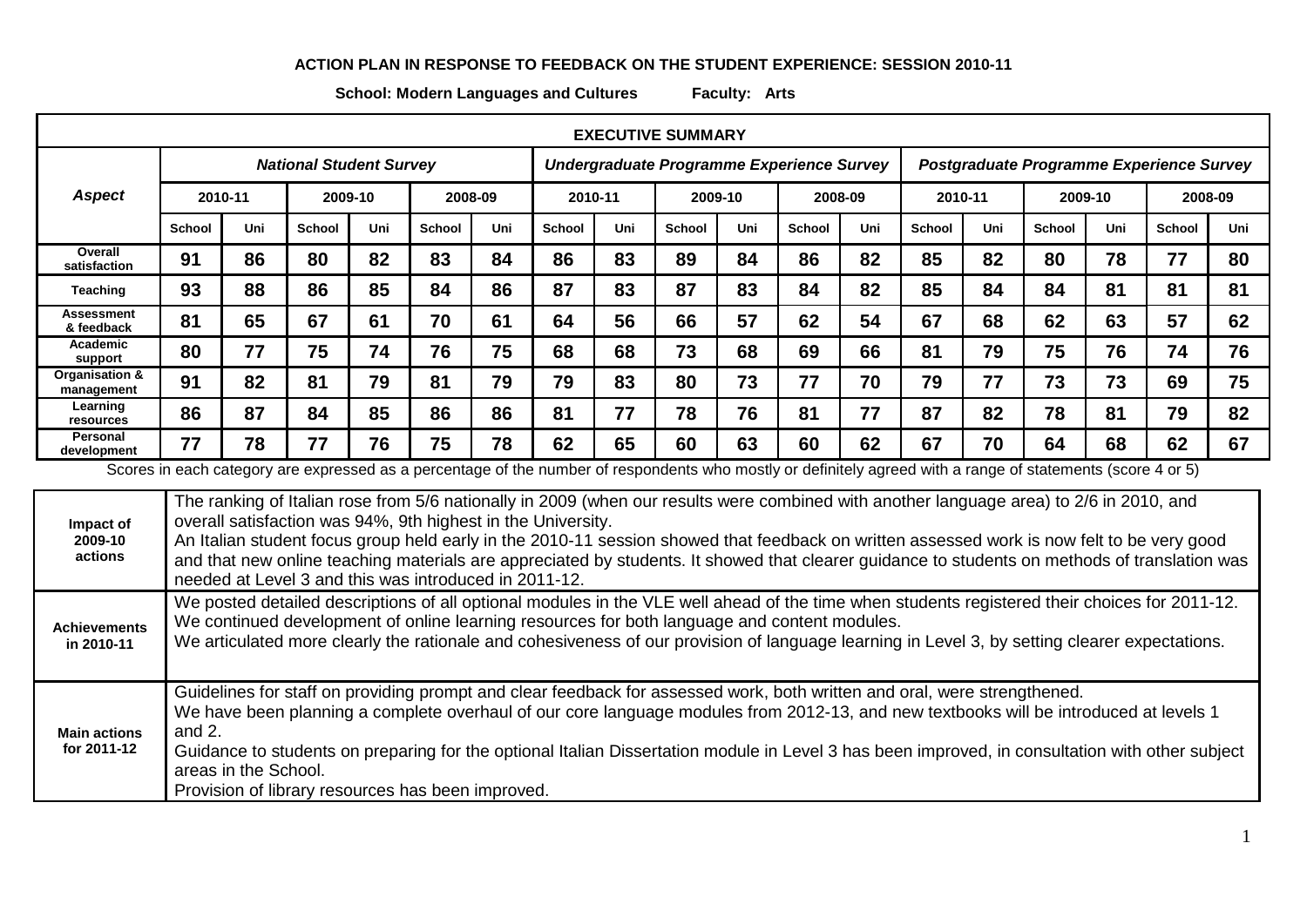**ACTION PLAN IN RESPONSE TO FEEDBACK ON THE STUDENT EXPERIENCE: SESSION 2010-11**

**School: Modern Languages and Cultures Faculty: Arts**

**EXECUTIVE SUMMARY**

| *Aspect* | ***National Student Survey*** | | | | | | ***Undergraduate Programme Experience Survey*** | | | | | | ***Postgraduate Programme Experience Survey*** | | | | | |
|---|---|---|---|---|---|---|---|---|---|---|---|---|---|---|---|---|---|---|
| | **2010-11** | | **2009-10** | | **2008-09** | | **2010-11** | | **2009-10** | | **2008-09** | | **2010-11** | | **2009-10** | | **2008-09** | |
| | **School** | **Uni** | **School** | **Uni** | **School** | **Uni** | **School** | **Uni** | **School** | **Uni** | **School** | **Uni** | **School** | **Uni** | **School** | **Uni** | **School** | **Uni** |
| **Overall satisfaction** | 91 | 86 | 80 | 82 | 83 | 84 | 86 | 83 | 89 | 84 | 86 | 82 | 85 | 82 | 80 | 78 | 77 | 80 |
| **Teaching** | 93 | 88 | 86 | 85 | 84 | 86 | 87 | 83 | 87 | 83 | 84 | 82 | 85 | 84 | 84 | 81 | 81 | 81 |
| **Assessment & feedback** | 81 | 65 | 67 | 61 | 70 | 61 | 64 | 56 | 66 | 57 | 62 | 54 | 67 | 68 | 62 | 63 | 57 | 62 |
| **Academic support** | 80 | 77 | 75 | 74 | 76 | 75 | 68 | 68 | 73 | 68 | 69 | 66 | 81 | 79 | 75 | 76 | 74 | 76 |
| **Organisation & management** | 91 | 82 | 81 | 79 | 81 | 79 | 79 | 83 | 80 | 73 | 77 | 70 | 79 | 77 | 73 | 73 | 69 | 75 |
| **Learning resources** | 86 | 87 | 84 | 85 | 86 | 86 | 81 | 77 | 78 | 76 | 81 | 77 | 87 | 82 | 78 | 81 | 79 | 82 |
| **Personal development** | 77 | 78 | 77 | 76 | 75 | 78 | 62 | 65 | 60 | 63 | 60 | 62 | 67 | 70 | 64 | 68 | 62 | 67 |

Scores in each category are expressed as a percentage of the number of respondents who mostly or definitely agreed with a range of statements (score 4 or 5)

| | |
|---|---|
| **Impact of 2009-10 actions** | The ranking of Italian rose from 5/6 nationally in 2009 (when our results were combined with another language area) to 2/6 in 2010, and overall satisfaction was 94%, 9th highest in the University. An Italian student focus group held early in the 2010-11 session showed that feedback on written assessed work is now felt to be very good and that new online teaching materials are appreciated by students. It showed that clearer guidance to students on methods of translation was needed at Level 3 and this was introduced in 2011-12. |
| **Achievements in 2010-11** | We posted detailed descriptions of all optional modules in the VLE well ahead of the time when students registered their choices for 2011-12. We continued development of online learning resources for both language and content modules. We articulated more clearly the rationale and cohesiveness of our provision of language learning in Level 3, by setting clearer expectations. |
| **Main actions for 2011-12** | Guidelines for staff on providing prompt and clear feedback for assessed work, both written and oral, were strengthened. We have been planning a complete overhaul of our core language modules from 2012-13, and new textbooks will be introduced at levels 1 and 2. Guidance to students on preparing for the optional Italian Dissertation module in Level 3 has been improved, in consultation with other subject areas in the School. Provision of library resources has been improved. |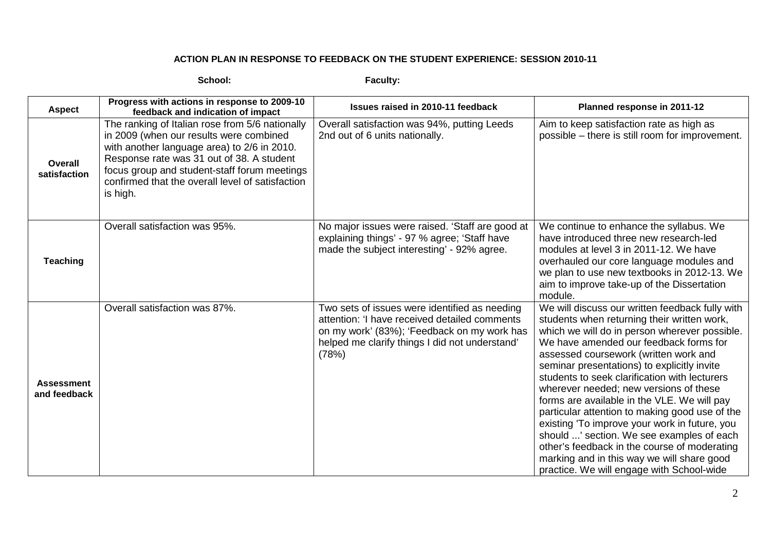**ACTION PLAN IN RESPONSE TO FEEDBACK ON THE STUDENT EXPERIENCE: SESSION 2010-11**

**School:** **Faculty:**

| Aspect | Progress with actions in response to 2009-10 feedback and indication of impact | Issues raised in 2010-11 feedback | Planned response in 2011-12 |
|---|---|---|---|
| **Overall satisfaction** | The ranking of Italian rose from 5/6 nationally in 2009 (when our results were combined with another language area) to 2/6 in 2010. Response rate was 31 out of 38. A student focus group and student-staff forum meetings confirmed that the overall level of satisfaction is high. | Overall satisfaction was 94%, putting Leeds 2nd out of 6 units nationally. | Aim to keep satisfaction rate as high as possible – there is still room for improvement. |
| **Teaching** | Overall satisfaction was 95%. | No major issues were raised. 'Staff are good at explaining things' - 97 % agree; 'Staff have made the subject interesting' - 92% agree. | We continue to enhance the syllabus. We have introduced three new research-led modules at level 3 in 2011-12. We have overhauled our core language modules and we plan to use new textbooks in 2012-13. We aim to improve take-up of the Dissertation module. |
| **Assessment and feedback** | Overall satisfaction was 87%. | Two sets of issues were identified as needing attention: 'I have received detailed comments on my work' (83%); 'Feedback on my work has helped me clarify things I did not understand' (78%) | We will discuss our written feedback fully with students when returning their written work, which we will do in person wherever possible. We have amended our feedback forms for assessed coursework (written work and seminar presentations) to explicitly invite students to seek clarification with lecturers wherever needed; new versions of these forms are available in the VLE. We will pay particular attention to making good use of the existing 'To improve your work in future, you should ...' section. We see examples of each other's feedback in the course of moderating marking and in this way we will share good practice. We will engage with School-wide |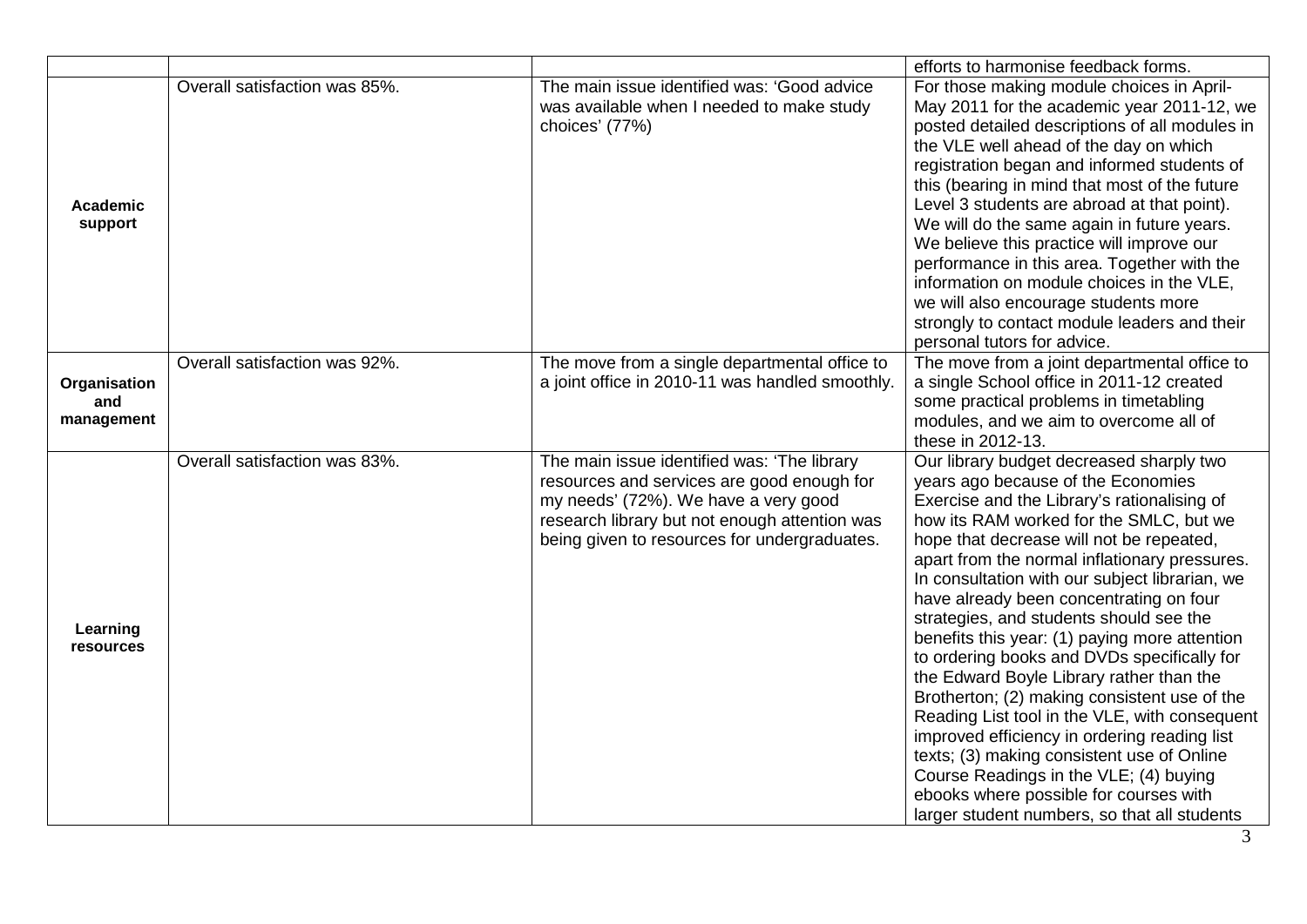| | | | |
|---|---|---|---|
| | | | efforts to harmonise feedback forms. |
| **Academic support** | Overall satisfaction was 85%. | The main issue identified was: 'Good advice was available when I needed to make study choices' (77%) | For those making module choices in April-May 2011 for the academic year 2011-12, we posted detailed descriptions of all modules in the VLE well ahead of the day on which registration began and informed students of this (bearing in mind that most of the future Level 3 students are abroad at that point). We will do the same again in future years. We believe this practice will improve our performance in this area. Together with the information on module choices in the VLE, we will also encourage students more strongly to contact module leaders and their personal tutors for advice. |
| **Organisation and management** | Overall satisfaction was 92%. | The move from a single departmental office to a joint office in 2010-11 was handled smoothly. | The move from a joint departmental office to a single School office in 2011-12 created some practical problems in timetabling modules, and we aim to overcome all of these in 2012-13. |
| **Learning resources** | Overall satisfaction was 83%. | The main issue identified was: 'The library resources and services are good enough for my needs' (72%). We have a very good research library but not enough attention was being given to resources for undergraduates. | Our library budget decreased sharply two years ago because of the Economies Exercise and the Library's rationalising of how its RAM worked for the SMLC, but we hope that decrease will not be repeated, apart from the normal inflationary pressures. In consultation with our subject librarian, we have already been concentrating on four strategies, and students should see the benefits this year: (1) paying more attention to ordering books and DVDs specifically for the Edward Boyle Library rather than the Brotherton; (2) making consistent use of the Reading List tool in the VLE, with consequent improved efficiency in ordering reading list texts; (3) making consistent use of Online Course Readings in the VLE; (4) buying ebooks where possible for courses with larger student numbers, so that all students |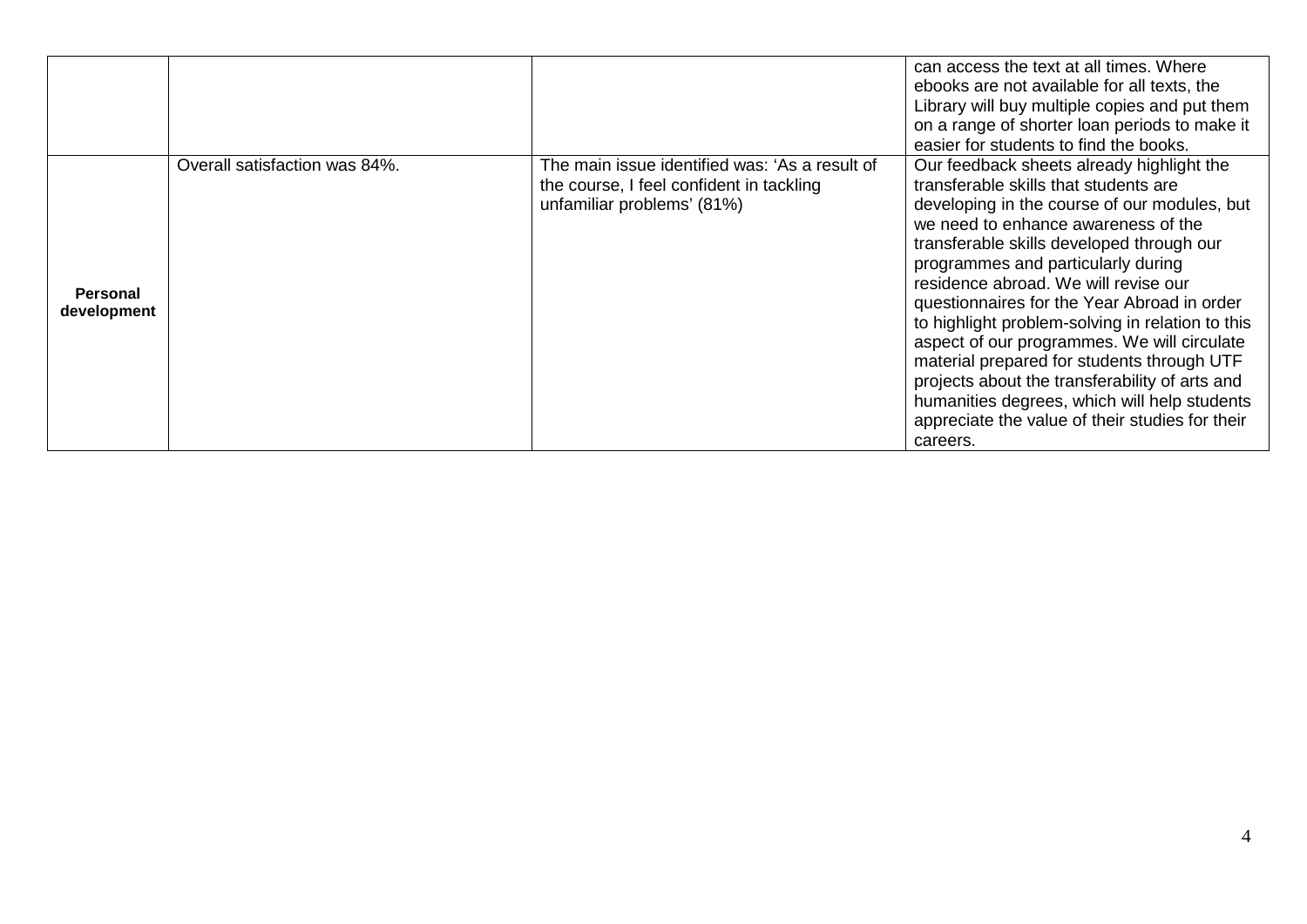| | | | |
|---|---|---|---|
| | | | can access the text at all times. Where ebooks are not available for all texts, the Library will buy multiple copies and put them on a range of shorter loan periods to make it easier for students to find the books. |
| **Personal development** | Overall satisfaction was 84%. | The main issue identified was: 'As a result of the course, I feel confident in tackling unfamiliar problems' (81%) | Our feedback sheets already highlight the transferable skills that students are developing in the course of our modules, but we need to enhance awareness of the transferable skills developed through our programmes and particularly during residence abroad. We will revise our questionnaires for the Year Abroad in order to highlight problem-solving in relation to this aspect of our programmes. We will circulate material prepared for students through UTF projects about the transferability of arts and humanities degrees, which will help students appreciate the value of their studies for their careers. |